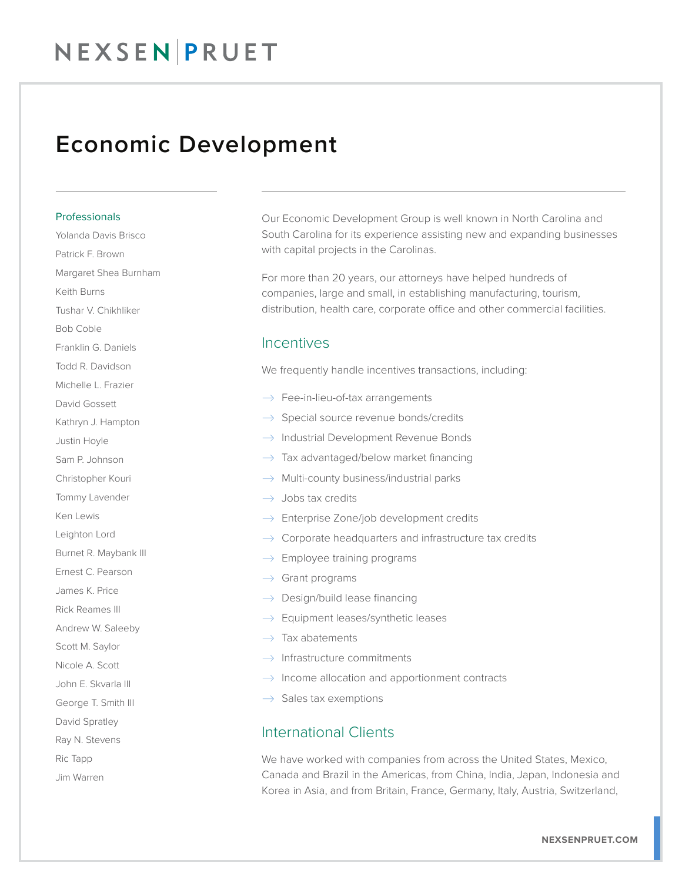NEXSEN | PRUET

# Economic Development

### Professionals

Yolanda Davis Brisco
Patrick F. Brown
Margaret Shea Burnham
Keith Burns
Tushar V. Chikhliker
Bob Coble
Franklin G. Daniels
Todd R. Davidson
Michelle L. Frazier
David Gossett
Kathryn J. Hampton
Justin Hoyle
Sam P. Johnson
Christopher Kouri
Tommy Lavender
Ken Lewis
Leighton Lord
Burnet R. Maybank III
Ernest C. Pearson
James K. Price
Rick Reames III
Andrew W. Saleeby
Scott M. Saylor
Nicole A. Scott
John E. Skvarla III
George T. Smith III
David Spratley
Ray N. Stevens
Ric Tapp
Jim Warren

Our Economic Development Group is well known in North Carolina and South Carolina for its experience assisting new and expanding businesses with capital projects in the Carolinas.

For more than 20 years, our attorneys have helped hundreds of companies, large and small, in establishing manufacturing, tourism, distribution, health care, corporate office and other commercial facilities.

## Incentives

We frequently handle incentives transactions, including:

- Fee-in-lieu-of-tax arrangements
- Special source revenue bonds/credits
- Industrial Development Revenue Bonds
- Tax advantaged/below market financing
- Multi-county business/industrial parks
- Jobs tax credits
- Enterprise Zone/job development credits
- Corporate headquarters and infrastructure tax credits
- Employee training programs
- Grant programs
- Design/build lease financing
- Equipment leases/synthetic leases
- Tax abatements
- Infrastructure commitments
- Income allocation and apportionment contracts
- Sales tax exemptions

## International Clients

We have worked with companies from across the United States, Mexico, Canada and Brazil in the Americas, from China, India, Japan, Indonesia and Korea in Asia, and from Britain, France, Germany, Italy, Austria, Switzerland,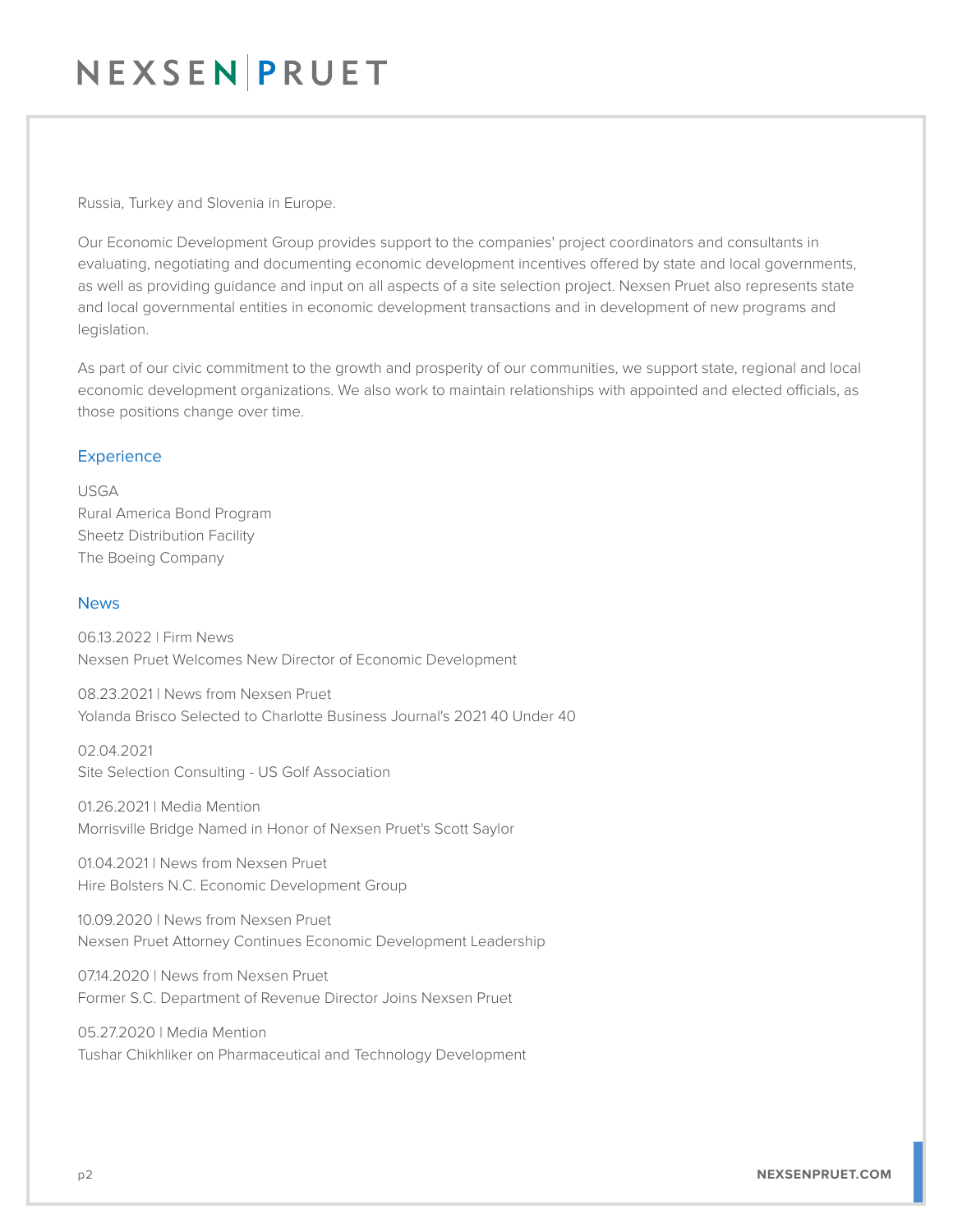Russia, Turkey and Slovenia in Europe.

Our Economic Development Group provides support to the companies' project coordinators and consultants in evaluating, negotiating and documenting economic development incentives offered by state and local governments, as well as providing guidance and input on all aspects of a site selection project. Nexsen Pruet also represents state and local governmental entities in economic development transactions and in development of new programs and legislation.

As part of our civic commitment to the growth and prosperity of our communities, we support state, regional and local economic development organizations. We also work to maintain relationships with appointed and elected officials, as those positions change over time.

## Experience

USGA
Rural America Bond Program
Sheetz Distribution Facility
The Boeing Company

## News

06.13.2022 | Firm News
Nexsen Pruet Welcomes New Director of Economic Development

08.23.2021 | News from Nexsen Pruet
Yolanda Brisco Selected to Charlotte Business Journal's 2021 40 Under 40

02.04.2021
Site Selection Consulting - US Golf Association

01.26.2021 | Media Mention
Morrisville Bridge Named in Honor of Nexsen Pruet's Scott Saylor

01.04.2021 | News from Nexsen Pruet
Hire Bolsters N.C. Economic Development Group

10.09.2020 | News from Nexsen Pruet
Nexsen Pruet Attorney Continues Economic Development Leadership

07.14.2020 | News from Nexsen Pruet
Former S.C. Department of Revenue Director Joins Nexsen Pruet

05.27.2020 | Media Mention
Tushar Chikhliker on Pharmaceutical and Technology Development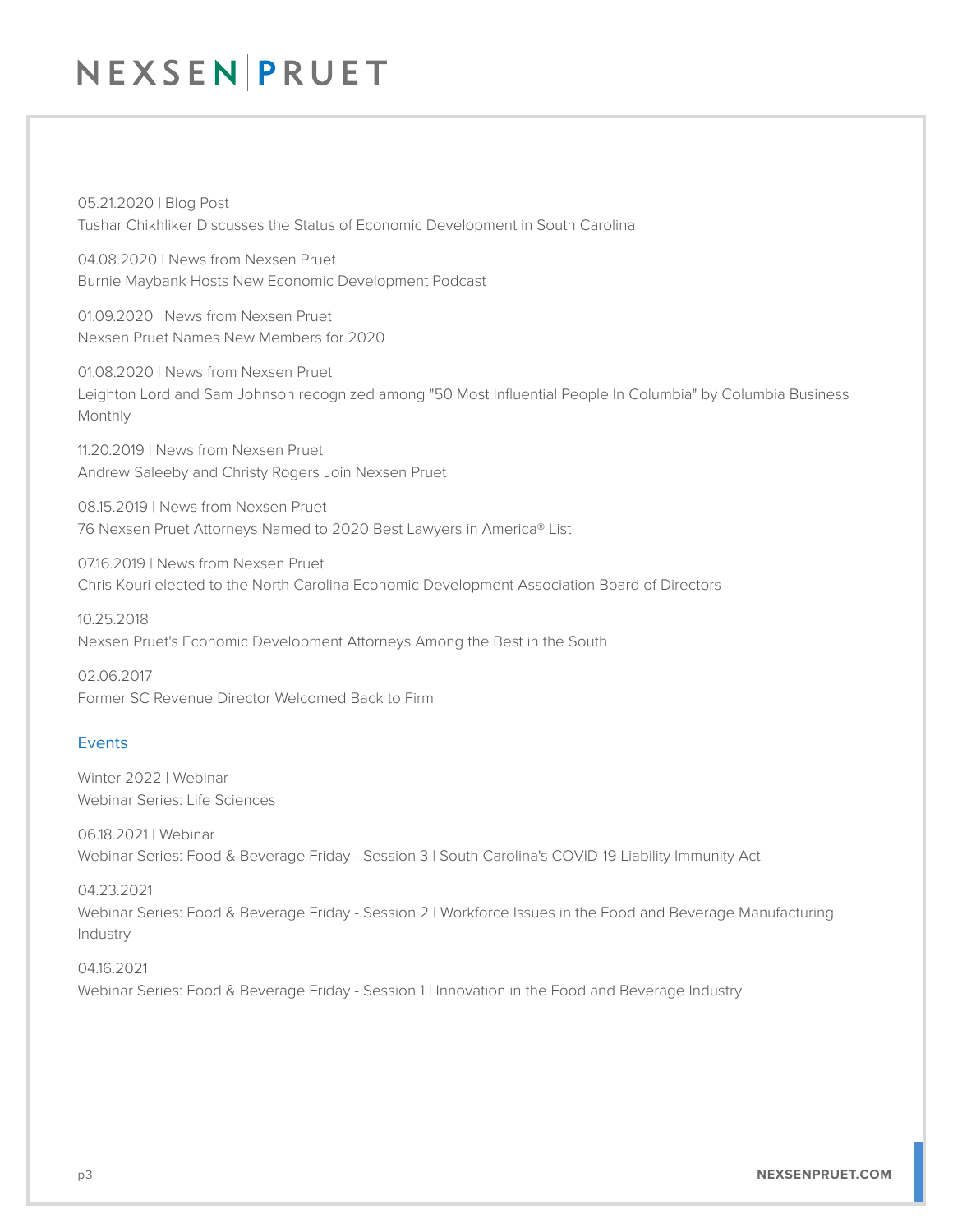05.21.2020 | Blog Post
Tushar Chikhliker Discusses the Status of Economic Development in South Carolina

04.08.2020 | News from Nexsen Pruet
Burnie Maybank Hosts New Economic Development Podcast

01.09.2020 | News from Nexsen Pruet
Nexsen Pruet Names New Members for 2020

01.08.2020 | News from Nexsen Pruet
Leighton Lord and Sam Johnson recognized among "50 Most Influential People In Columbia" by Columbia Business Monthly

11.20.2019 | News from Nexsen Pruet
Andrew Saleeby and Christy Rogers Join Nexsen Pruet

08.15.2019 | News from Nexsen Pruet
76 Nexsen Pruet Attorneys Named to 2020 Best Lawyers in America® List

07.16.2019 | News from Nexsen Pruet
Chris Kouri elected to the North Carolina Economic Development Association Board of Directors

10.25.2018
Nexsen Pruet's Economic Development Attorneys Among the Best in the South

02.06.2017
Former SC Revenue Director Welcomed Back to Firm

## Events

Winter 2022 | Webinar
Webinar Series: Life Sciences

06.18.2021 | Webinar
Webinar Series: Food & Beverage Friday - Session 3 | South Carolina's COVID-19 Liability Immunity Act

04.23.2021
Webinar Series: Food & Beverage Friday - Session 2 | Workforce Issues in the Food and Beverage Manufacturing Industry

04.16.2021
Webinar Series: Food & Beverage Friday - Session 1 | Innovation in the Food and Beverage Industry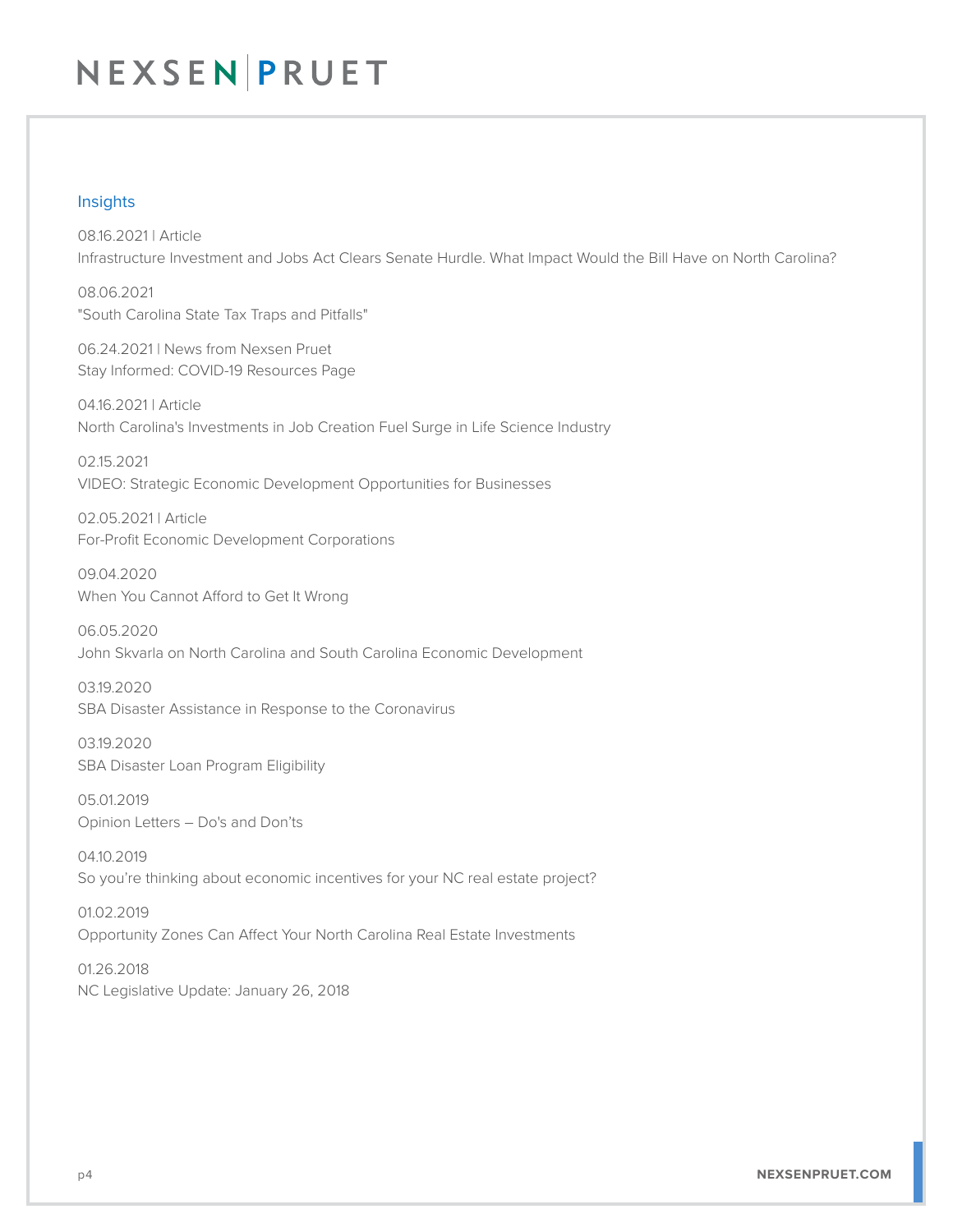## Insights

08.16.2021 | Article
Infrastructure Investment and Jobs Act Clears Senate Hurdle. What Impact Would the Bill Have on North Carolina?

08.06.2021
"South Carolina State Tax Traps and Pitfalls"

06.24.2021 | News from Nexsen Pruet
Stay Informed: COVID-19 Resources Page

04.16.2021 | Article
North Carolina's Investments in Job Creation Fuel Surge in Life Science Industry

02.15.2021
VIDEO: Strategic Economic Development Opportunities for Businesses

02.05.2021 | Article
For-Profit Economic Development Corporations

09.04.2020
When You Cannot Afford to Get It Wrong

06.05.2020
John Skvarla on North Carolina and South Carolina Economic Development

03.19.2020
SBA Disaster Assistance in Response to the Coronavirus

03.19.2020
SBA Disaster Loan Program Eligibility

05.01.2019
Opinion Letters – Do's and Don'ts

04.10.2019
So you're thinking about economic incentives for your NC real estate project?

01.02.2019
Opportunity Zones Can Affect Your North Carolina Real Estate Investments

01.26.2018
NC Legislative Update: January 26, 2018